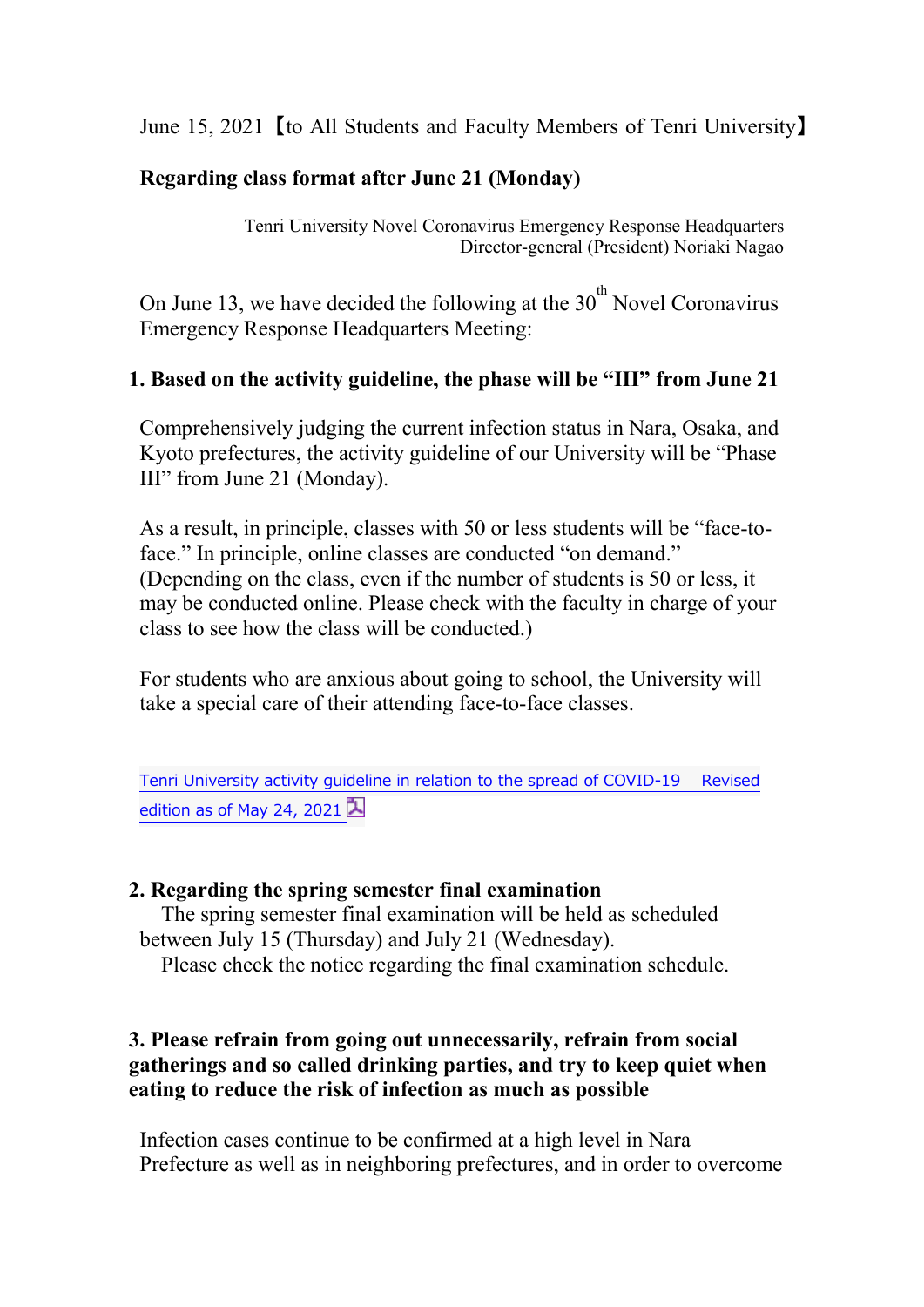June 15, 2021【to All Students and Faculty Members of Tenri University】

**Regarding class format after June 21 (Monday)**

Tenri University Novel Coronavirus Emergency Response Headquarters
Director-general (President) Noriaki Nagao

On June 13, we have decided the following at the 30th Novel Coronavirus Emergency Response Headquarters Meeting:

## 1. Based on the activity guideline, the phase will be "III" from June 21

Comprehensively judging the current infection status in Nara, Osaka, and Kyoto prefectures, the activity guideline of our University will be "Phase III" from June 21 (Monday).

As a result, in principle, classes with 50 or less students will be "face-to-face." In principle, online classes are conducted "on demand." (Depending on the class, even if the number of students is 50 or less, it may be conducted online. Please check with the faculty in charge of your class to see how the class will be conducted.)

For students who are anxious about going to school, the University will take a special care of their attending face-to-face classes.

Tenri University activity guideline in relation to the spread of COVID-19 Revised edition as of May 24, 2021

## 2. Regarding the spring semester final examination

The spring semester final examination will be held as scheduled between July 15 (Thursday) and July 21 (Wednesday).

Please check the notice regarding the final examination schedule.

## 3. Please refrain from going out unnecessarily, refrain from social gatherings and so called drinking parties, and try to keep quiet when eating to reduce the risk of infection as much as possible

Infection cases continue to be confirmed at a high level in Nara Prefecture as well as in neighboring prefectures, and in order to overcome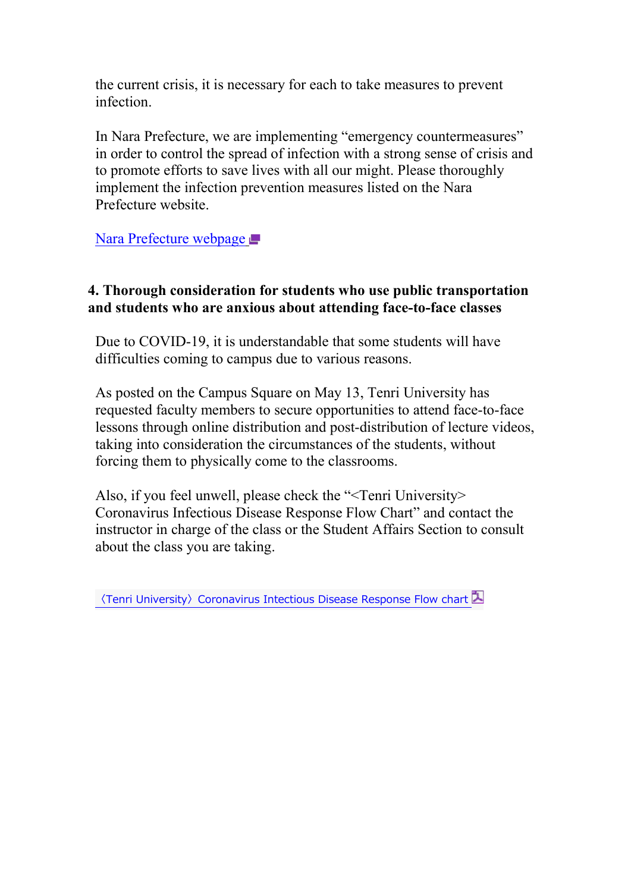the current crisis, it is necessary for each to take measures to prevent infection.

In Nara Prefecture, we are implementing "emergency countermeasures" in order to control the spread of infection with a strong sense of crisis and to promote efforts to save lives with all our might. Please thoroughly implement the infection prevention measures listed on the Nara Prefecture website.

Nara Prefecture webpage

### 4. Thorough consideration for students who use public transportation and students who are anxious about attending face-to-face classes

Due to COVID-19, it is understandable that some students will have difficulties coming to campus due to various reasons.

As posted on the Campus Square on May 13, Tenri University has requested faculty members to secure opportunities to attend face-to-face lessons through online distribution and post-distribution of lecture videos, taking into consideration the circumstances of the students, without forcing them to physically come to the classrooms.

Also, if you feel unwell, please check the "<Tenri University> Coronavirus Infectious Disease Response Flow Chart" and contact the instructor in charge of the class or the Student Affairs Section to consult about the class you are taking.

〈Tenri University〉Coronavirus Intectious Disease Response Flow chart